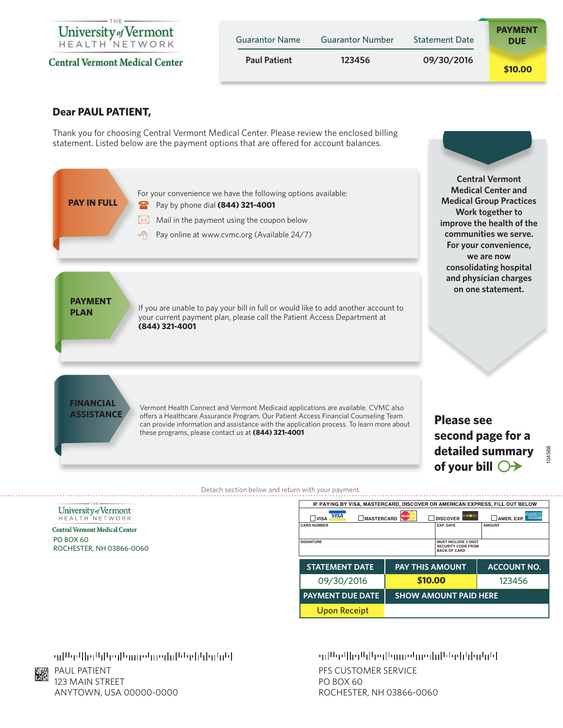THE University of Vermont HEALTH NETWORK

Central Vermont Medical Center

| Guarantor Name | Guarantor Number | Statement Date | PAYMENT DUE |
| --- | --- | --- | --- |
| Paul Patient | 123456 | 09/30/2016 | $10.00 |

## Dear PAUL PATIENT,

Thank you for choosing Central Vermont Medical Center. Please review the enclosed billing statement. Listed below are the payment options that are offered for account balances.

### PAY IN FULL

For your convenience we have the following options available:

- Pay by phone dial **(844) 321-4001**
- Mail in the payment using the coupon below
- Pay online at www.cvmc.org (Available 24/7)

### PAYMENT PLAN

If you are unable to pay your bill in full or would like to add another account to your current payment plan, please call the Patient Access Department at **(844) 321-4001**

### FINANCIAL ASSISTANCE

Vermont Health Connect and Vermont Medicaid applications are available. CVMC also offers a Healthcare Assurance Program. Our Patient Access Financial Counseling Team can provide information and assistance with the application process. To learn more about these programs, please contact us at **(844) 321-4001**

**Central Vermont Medical Center and Medical Group Practices Work together to improve the health of the communities we serve. For your convenience, we are now consolidating hospital and physician charges on one statement.**

**Please see second page for a detailed summary of your bill**

104568

Detach section below and return with your payment.

---

THE University of Vermont HEALTH NETWORK

Central Vermont Medical Center
PO BOX 60
ROCHESTER, NH 03866-0060

IF PAYING BY VISA, MASTERCARD, DISCOVER OR AMERICAN EXPRESS, FILL OUT BELOW

☐ VISA ☐ MASTERCARD ☐ DISCOVER ☐ AMER. EXP.

| CARD NUMBER | EXP. DATE | AMOUNT |
| --- | --- | --- |
| SIGNATURE | MUST INCLUDE 3 DIGIT SECURITY CODE FROM BACK OF CARD | |

| STATEMENT DATE | PAY THIS AMOUNT | ACCOUNT NO. |
| --- | --- | --- |
| 09/30/2016 | $10.00 | 123456 |
| PAYMENT DUE DATE | SHOW AMOUNT PAID HERE | |
| Upon Receipt | | |

PAUL PATIENT
123 MAIN STREET
ANYTOWN, USA 00000-0000

PFS CUSTOMER SERVICE
PO BOX 60
ROCHESTER, NH 03866-0060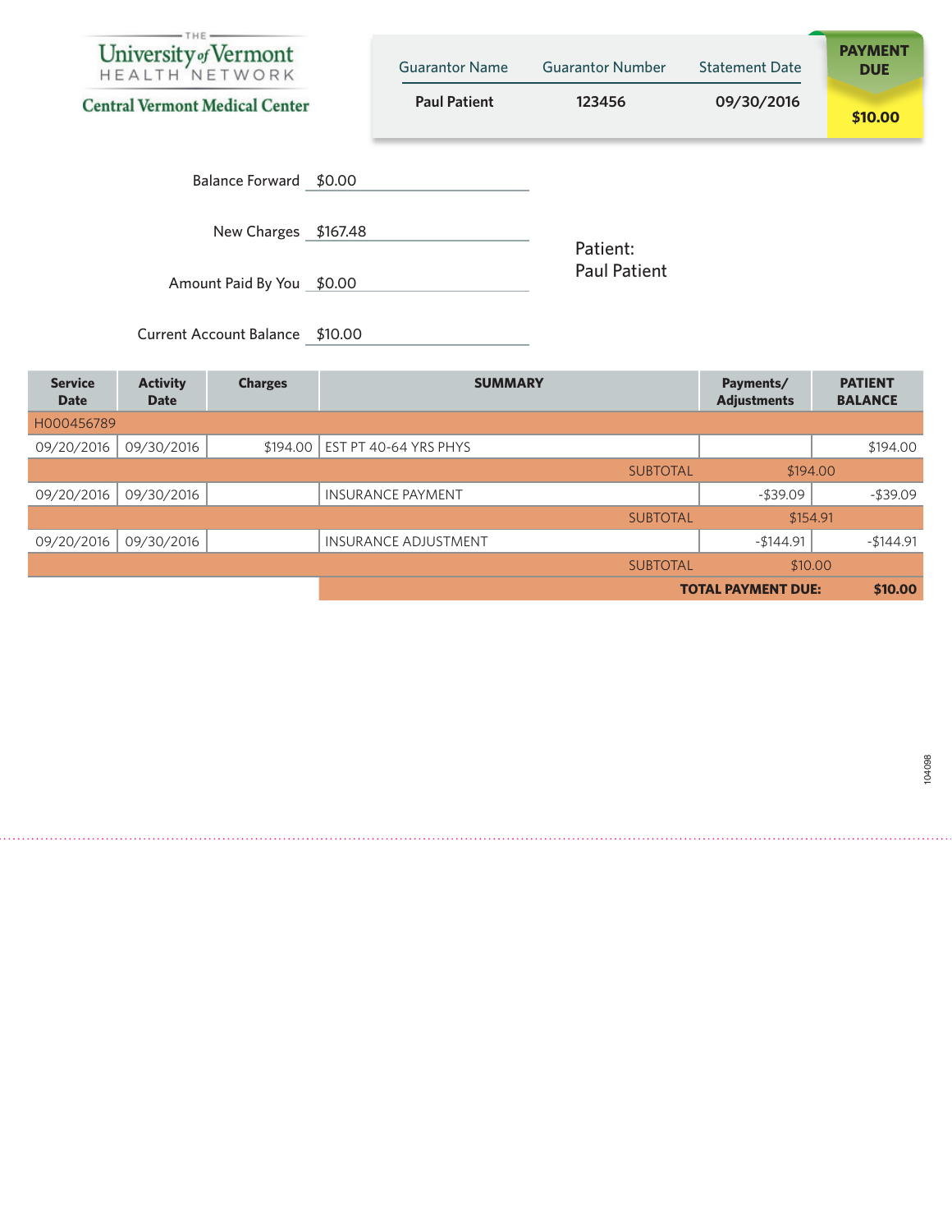THE University of Vermont HEALTH NETWORK

**Central Vermont Medical Center**

| Guarantor Name | Guarantor Number | Statement Date | PAYMENT DUE |
|---|---|---|---|
| **Paul Patient** | **123456** | **09/30/2016** | **$10.00** |

Balance Forward $0.00

New Charges $167.48

Amount Paid By You $0.00

Current Account Balance $10.00

Patient:
Paul Patient

| Service Date | Activity Date | Charges | SUMMARY | Payments/ Adjustments | PATIENT BALANCE |
|---|---|---|---|---|---|
| H000456789 | | | | | |
| 09/20/2016 | 09/30/2016 | $194.00 | EST PT 40-64 YRS PHYS | | $194.00 |
| | | | SUBTOTAL | $194.00 | |
| 09/20/2016 | 09/30/2016 | | INSURANCE PAYMENT | -$39.09 | -$39.09 |
| | | | SUBTOTAL | $154.91 | |
| 09/20/2016 | 09/30/2016 | | INSURANCE ADJUSTMENT | -$144.91 | -$144.91 |
| | | | SUBTOTAL | $10.00 | |
| | | | **TOTAL PAYMENT DUE:** | | **$10.00** |

104098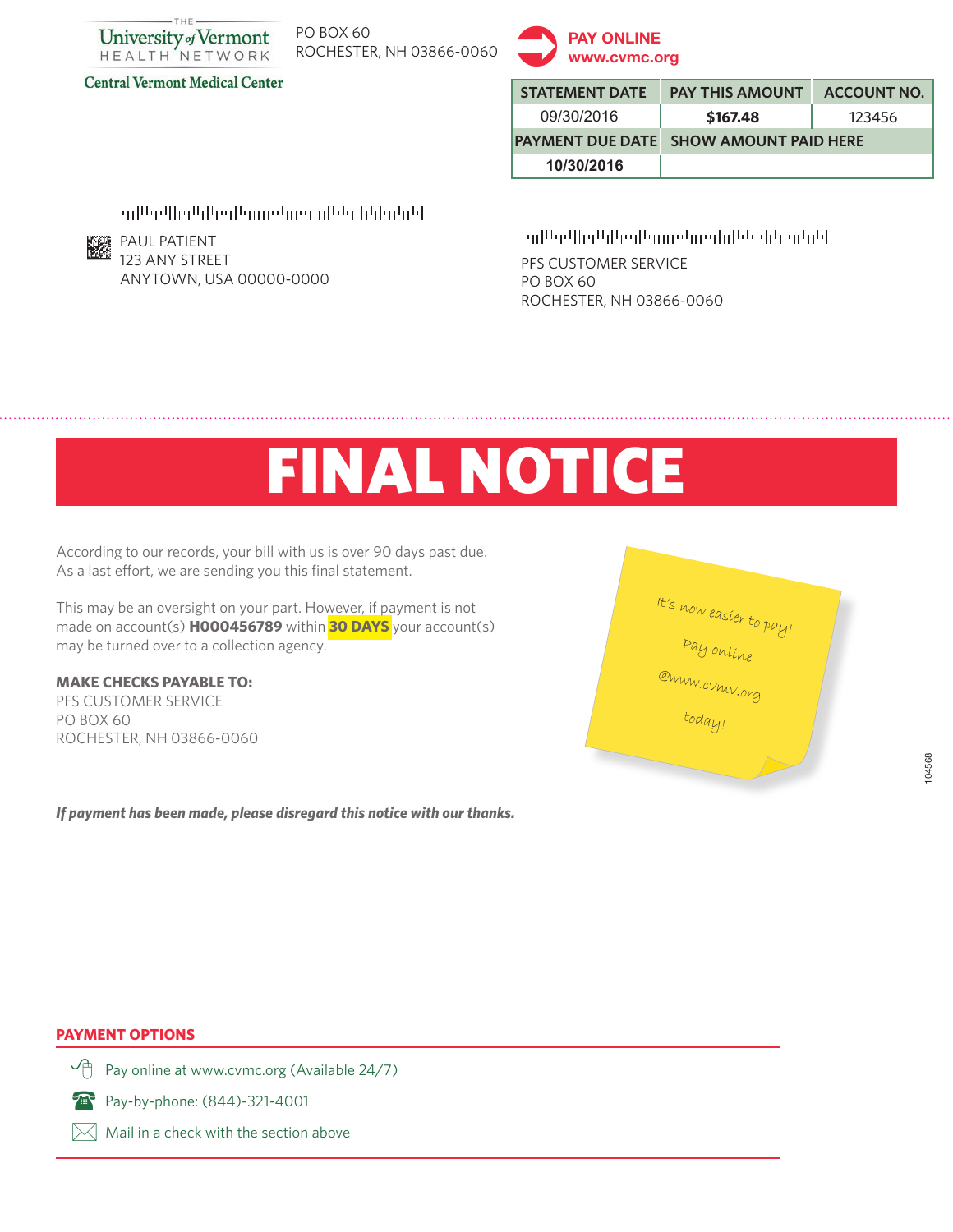The University of Vermont HEALTH NETWORK
Central Vermont Medical Center

PO BOX 60
ROCHESTER, NH 03866-0060

**PAY ONLINE**
**www.cvmc.org**

| STATEMENT DATE | PAY THIS AMOUNT | ACCOUNT NO. |
|---|---|---|
| 09/30/2016 | **$167.48** | 123456 |
| PAYMENT DUE DATE | SHOW AMOUNT PAID HERE | |
| **10/30/2016** | | |

PAUL PATIENT
123 ANY STREET
ANYTOWN, USA 00000-0000

PFS CUSTOMER SERVICE
PO BOX 60
ROCHESTER, NH 03866-0060

# FINAL NOTICE

According to our records, your bill with us is over 90 days past due. As a last effort, we are sending you this final statement.

This may be an oversight on your part. However, if payment is not made on account(s) **H000456789** within **30 DAYS** your account(s) may be turned over to a collection agency.

**MAKE CHECKS PAYABLE TO:**
PFS CUSTOMER SERVICE
PO BOX 60
ROCHESTER, NH 03866-0060

It's now easier to pay!
Pay online
@www.cvmv.org
today!

***If payment has been made, please disregard this notice with our thanks.***

104568

## PAYMENT OPTIONS

- Pay online at www.cvmc.org (Available 24/7)
- Pay-by-phone: (844)-321-4001
- Mail in a check with the section above